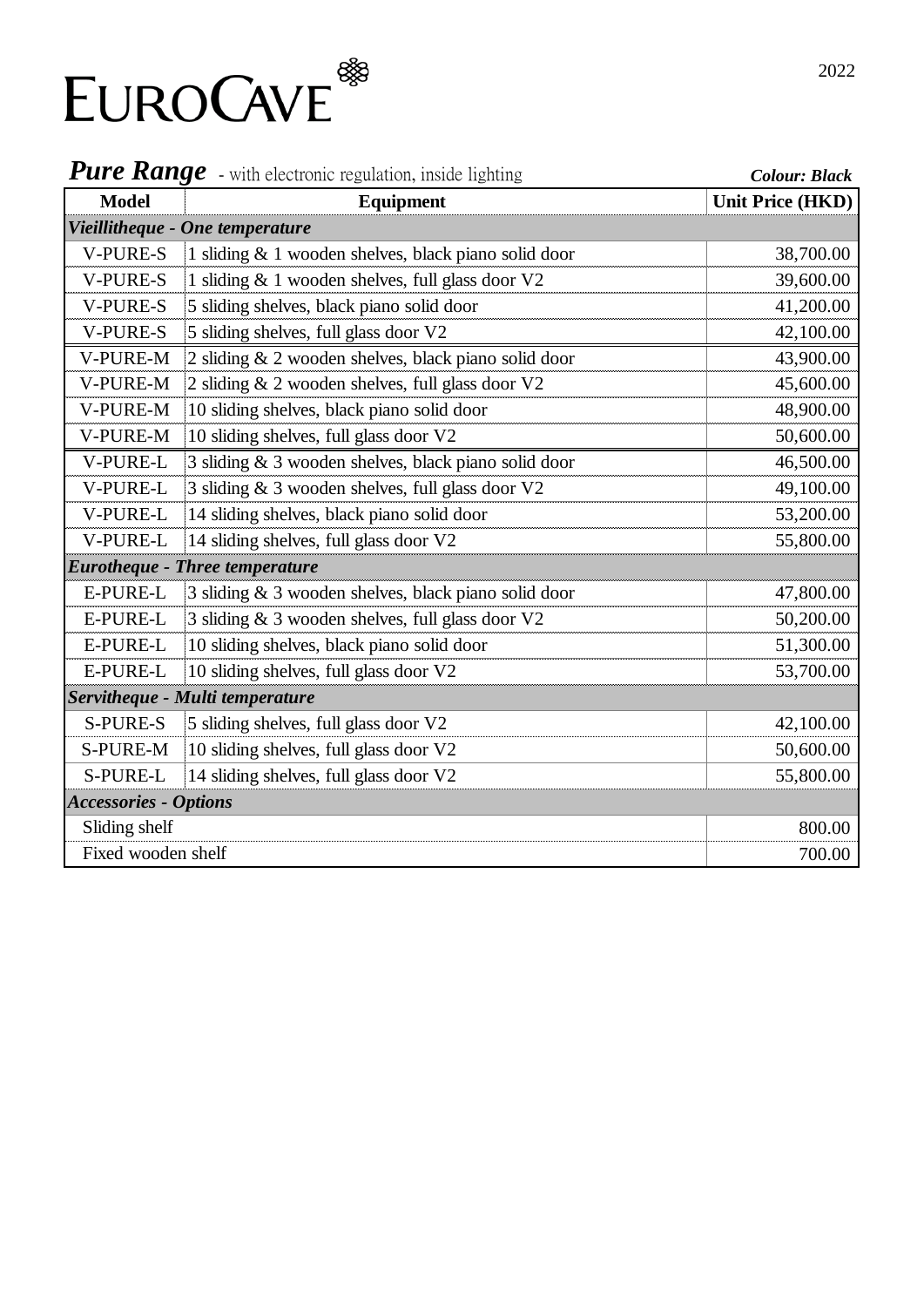# EUROCAVE

2022

## *Pure Range* - with electronic regulation, inside lighting

***Colour: Black***

| Model | Equipment | Unit Price (HKD) |
|---|---|---|
| ***Vieillitheque - One temperature*** | | |
| V-PURE-S | 1 sliding & 1 wooden shelves, black piano solid door | 38,700.00 |
| V-PURE-S | 1 sliding & 1 wooden shelves, full glass door V2 | 39,600.00 |
| V-PURE-S | 5 sliding shelves, black piano solid door | 41,200.00 |
| V-PURE-S | 5 sliding shelves, full glass door V2 | 42,100.00 |
| V-PURE-M | 2 sliding & 2 wooden shelves, black piano solid door | 43,900.00 |
| V-PURE-M | 2 sliding & 2 wooden shelves, full glass door V2 | 45,600.00 |
| V-PURE-M | 10 sliding shelves, black piano solid door | 48,900.00 |
| V-PURE-M | 10 sliding shelves, full glass door V2 | 50,600.00 |
| V-PURE-L | 3 sliding & 3 wooden shelves, black piano solid door | 46,500.00 |
| V-PURE-L | 3 sliding & 3 wooden shelves, full glass door V2 | 49,100.00 |
| V-PURE-L | 14 sliding shelves, black piano solid door | 53,200.00 |
| V-PURE-L | 14 sliding shelves, full glass door V2 | 55,800.00 |
| ***Eurotheque - Three temperature*** | | |
| E-PURE-L | 3 sliding & 3 wooden shelves, black piano solid door | 47,800.00 |
| E-PURE-L | 3 sliding & 3 wooden shelves, full glass door V2 | 50,200.00 |
| E-PURE-L | 10 sliding shelves, black piano solid door | 51,300.00 |
| E-PURE-L | 10 sliding shelves, full glass door V2 | 53,700.00 |
| ***Servitheque - Multi temperature*** | | |
| S-PURE-S | 5 sliding shelves, full glass door V2 | 42,100.00 |
| S-PURE-M | 10 sliding shelves, full glass door V2 | 50,600.00 |
| S-PURE-L | 14 sliding shelves, full glass door V2 | 55,800.00 |
| ***Accessories - Options*** | | |
| Sliding shelf | | 800.00 |
| Fixed wooden shelf | | 700.00 |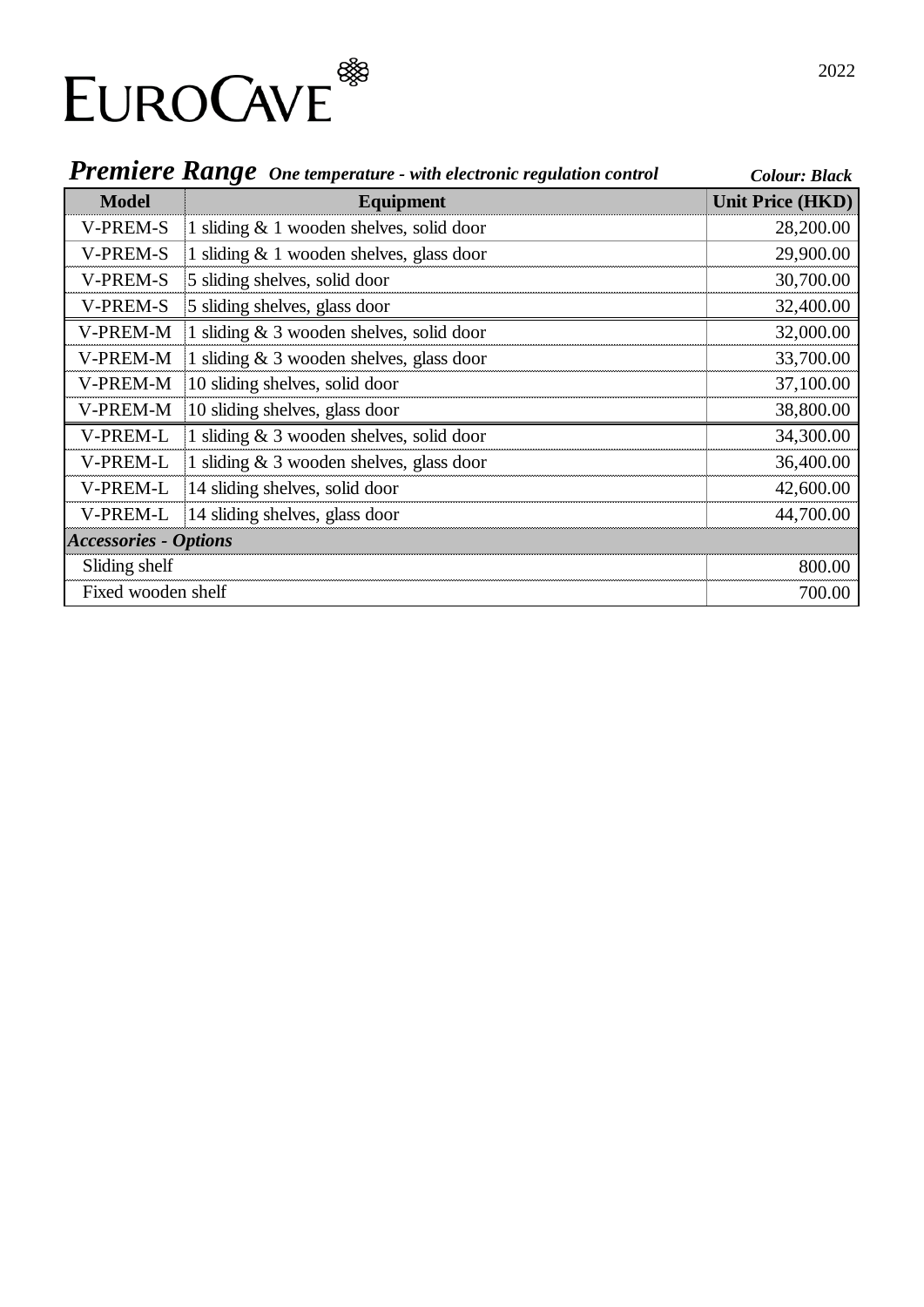EUROCAVE

2022

## *Premiere Range* ***One temperature - with electronic regulation control*** ***Colour: Black***

| Model | Equipment | Unit Price (HKD) |
|---|---|---|
| V-PREM-S | 1 sliding & 1 wooden shelves, solid door | 28,200.00 |
| V-PREM-S | 1 sliding & 1 wooden shelves, glass door | 29,900.00 |
| V-PREM-S | 5 sliding shelves, solid door | 30,700.00 |
| V-PREM-S | 5 sliding shelves, glass door | 32,400.00 |
| V-PREM-M | 1 sliding & 3 wooden shelves, solid door | 32,000.00 |
| V-PREM-M | 1 sliding & 3 wooden shelves, glass door | 33,700.00 |
| V-PREM-M | 10 sliding shelves, solid door | 37,100.00 |
| V-PREM-M | 10 sliding shelves, glass door | 38,800.00 |
| V-PREM-L | 1 sliding & 3 wooden shelves, solid door | 34,300.00 |
| V-PREM-L | 1 sliding & 3 wooden shelves, glass door | 36,400.00 |
| V-PREM-L | 14 sliding shelves, solid door | 42,600.00 |
| V-PREM-L | 14 sliding shelves, glass door | 44,700.00 |
| ***Accessories - Options*** | | |
| Sliding shelf | | 800.00 |
| Fixed wooden shelf | | 700.00 |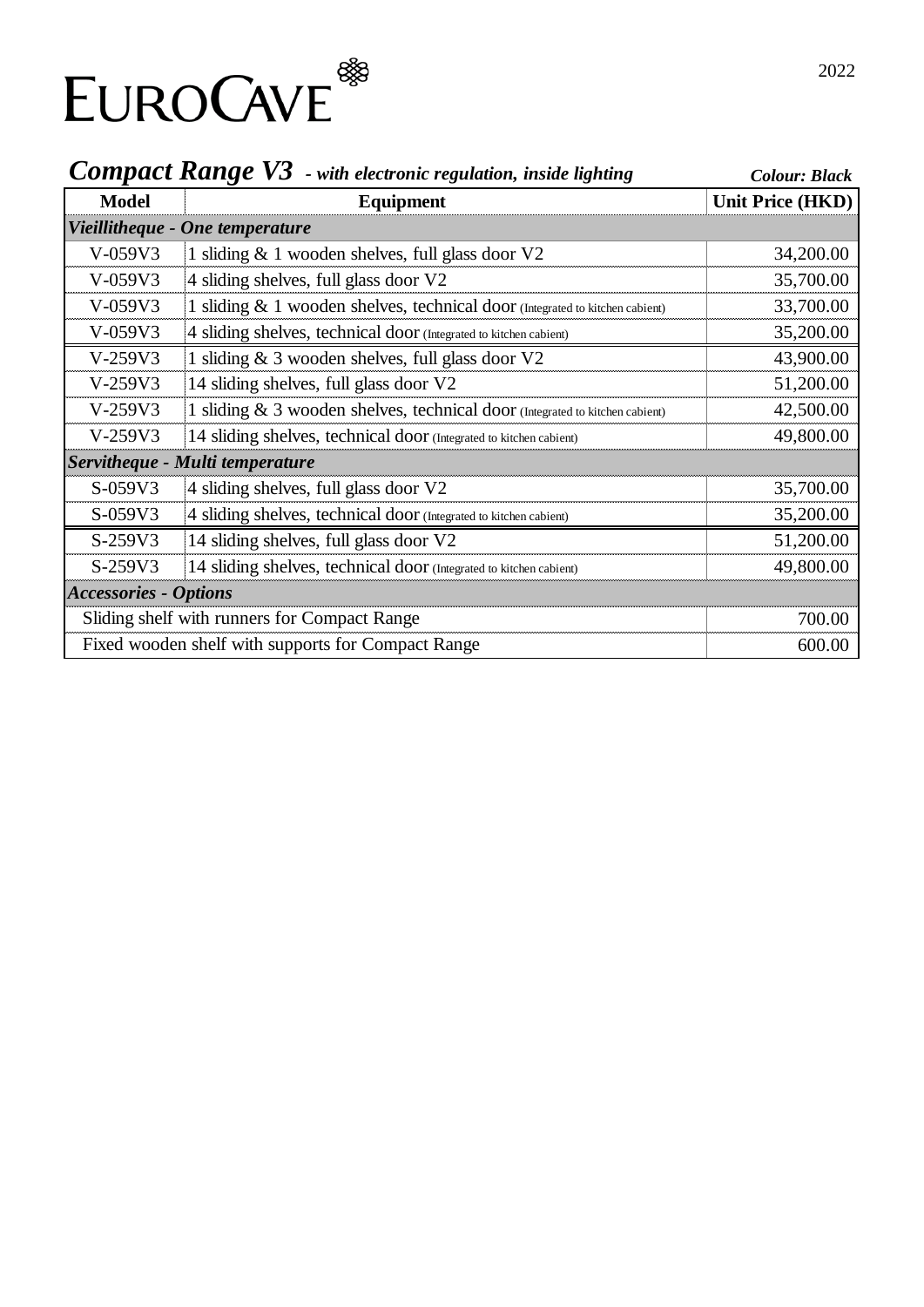EUROCAVE

2022

## *Compact Range V3* *- with electronic regulation, inside lighting* ***Colour: Black***

| Model | Equipment | Unit Price (HKD) |
|---|---|---|
| ***Vieillitheque - One temperature*** | | |
| V-059V3 | 1 sliding & 1 wooden shelves, full glass door V2 | 34,200.00 |
| V-059V3 | 4 sliding shelves, full glass door V2 | 35,700.00 |
| V-059V3 | 1 sliding & 1 wooden shelves, technical door (Integrated to kitchen cabient) | 33,700.00 |
| V-059V3 | 4 sliding shelves, technical door (Integrated to kitchen cabient) | 35,200.00 |
| V-259V3 | 1 sliding & 3 wooden shelves, full glass door V2 | 43,900.00 |
| V-259V3 | 14 sliding shelves, full glass door V2 | 51,200.00 |
| V-259V3 | 1 sliding & 3 wooden shelves, technical door (Integrated to kitchen cabient) | 42,500.00 |
| V-259V3 | 14 sliding shelves, technical door (Integrated to kitchen cabient) | 49,800.00 |
| ***Servitheque - Multi temperature*** | | |
| S-059V3 | 4 sliding shelves, full glass door V2 | 35,700.00 |
| S-059V3 | 4 sliding shelves, technical door (Integrated to kitchen cabient) | 35,200.00 |
| S-259V3 | 14 sliding shelves, full glass door V2 | 51,200.00 |
| S-259V3 | 14 sliding shelves, technical door (Integrated to kitchen cabient) | 49,800.00 |
| ***Accessories - Options*** | | |
| Sliding shelf with runners for Compact Range | | 700.00 |
| Fixed wooden shelf with supports for Compact Range | | 600.00 |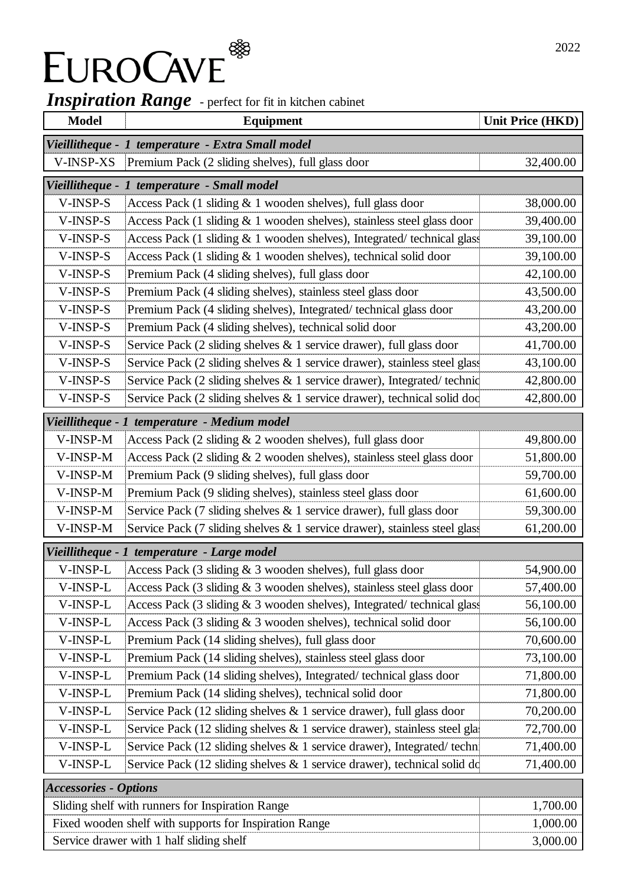# EUROCAVE

2022

## *Inspiration Range* - perfect for fit in kitchen cabinet

| Model | Equipment | Unit Price (HKD) |
|---|---|---|
| ***Vieillitheque - 1 temperature - Extra Small model*** | | |
| V-INSP-XS | Premium Pack (2 sliding shelves), full glass door | 32,400.00 |
| ***Vieillitheque - 1 temperature - Small model*** | | |
| V-INSP-S | Access Pack (1 sliding & 1 wooden shelves), full glass door | 38,000.00 |
| V-INSP-S | Access Pack (1 sliding & 1 wooden shelves), stainless steel glass door | 39,400.00 |
| V-INSP-S | Access Pack (1 sliding & 1 wooden shelves), Integrated/ technical glass | 39,100.00 |
| V-INSP-S | Access Pack (1 sliding & 1 wooden shelves), technical solid door | 39,100.00 |
| V-INSP-S | Premium Pack (4 sliding shelves), full glass door | 42,100.00 |
| V-INSP-S | Premium Pack (4 sliding shelves), stainless steel glass door | 43,500.00 |
| V-INSP-S | Premium Pack (4 sliding shelves), Integrated/ technical glass door | 43,200.00 |
| V-INSP-S | Premium Pack (4 sliding shelves), technical solid door | 43,200.00 |
| V-INSP-S | Service Pack (2 sliding shelves & 1 service drawer), full glass door | 41,700.00 |
| V-INSP-S | Service Pack (2 sliding shelves & 1 service drawer), stainless steel glass | 43,100.00 |
| V-INSP-S | Service Pack (2 sliding shelves & 1 service drawer), Integrated/ technic | 42,800.00 |
| V-INSP-S | Service Pack (2 sliding shelves & 1 service drawer), technical solid doo | 42,800.00 |
| ***Vieillitheque - 1 temperature - Medium model*** | | |
| V-INSP-M | Access Pack (2 sliding & 2 wooden shelves), full glass door | 49,800.00 |
| V-INSP-M | Access Pack (2 sliding & 2 wooden shelves), stainless steel glass door | 51,800.00 |
| V-INSP-M | Premium Pack (9 sliding shelves), full glass door | 59,700.00 |
| V-INSP-M | Premium Pack (9 sliding shelves), stainless steel glass door | 61,600.00 |
| V-INSP-M | Service Pack (7 sliding shelves & 1 service drawer), full glass door | 59,300.00 |
| V-INSP-M | Service Pack (7 sliding shelves & 1 service drawer), stainless steel glass | 61,200.00 |
| ***Vieillitheque - 1 temperature - Large model*** | | |
| V-INSP-L | Access Pack (3 sliding & 3 wooden shelves), full glass door | 54,900.00 |
| V-INSP-L | Access Pack (3 sliding & 3 wooden shelves), stainless steel glass door | 57,400.00 |
| V-INSP-L | Access Pack (3 sliding & 3 wooden shelves), Integrated/ technical glass | 56,100.00 |
| V-INSP-L | Access Pack (3 sliding & 3 wooden shelves), technical solid door | 56,100.00 |
| V-INSP-L | Premium Pack (14 sliding shelves), full glass door | 70,600.00 |
| V-INSP-L | Premium Pack (14 sliding shelves), stainless steel glass door | 73,100.00 |
| V-INSP-L | Premium Pack (14 sliding shelves), Integrated/ technical glass door | 71,800.00 |
| V-INSP-L | Premium Pack (14 sliding shelves), technical solid door | 71,800.00 |
| V-INSP-L | Service Pack (12 sliding shelves & 1 service drawer), full glass door | 70,200.00 |
| V-INSP-L | Service Pack (12 sliding shelves & 1 service drawer), stainless steel gla | 72,700.00 |
| V-INSP-L | Service Pack (12 sliding shelves & 1 service drawer), Integrated/ techn | 71,400.00 |
| V-INSP-L | Service Pack (12 sliding shelves & 1 service drawer), technical solid do | 71,400.00 |

| ***Accessories - Options*** | |
|---|---|
| Sliding shelf with runners for Inspiration Range | 1,700.00 |
| Fixed wooden shelf with supports for Inspiration Range | 1,000.00 |
| Service drawer with 1 half sliding shelf | 3,000.00 |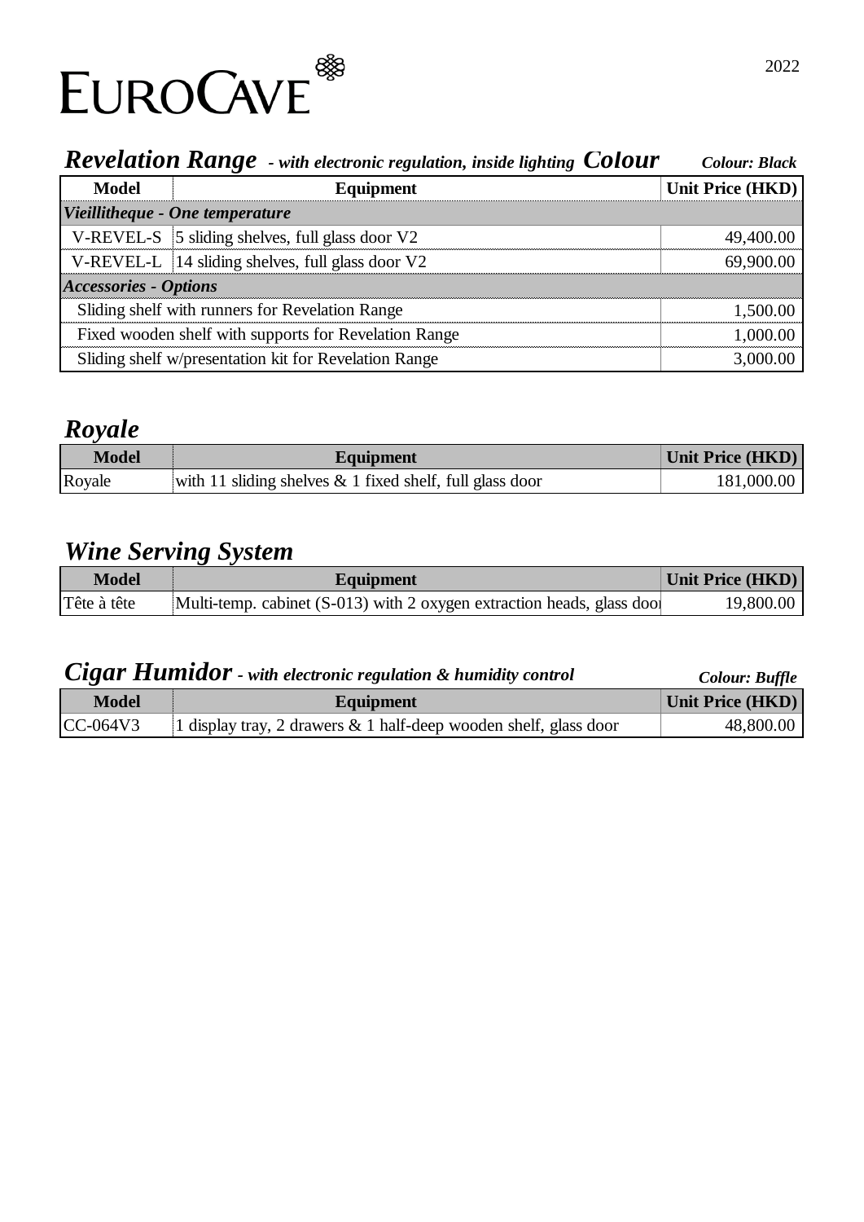EUROCAVE

2022

## *Revelation Range* *- with electronic regulation, inside lighting* *Colour* *Colour: Black*

| Model | Equipment | Unit Price (HKD) |
|---|---|---|
| ***Vieillitheque - One temperature*** | | |
| V-REVEL-S | 5 sliding shelves, full glass door V2 | 49,400.00 |
| V-REVEL-L | 14 sliding shelves, full glass door V2 | 69,900.00 |
| ***Accessories - Options*** | | |
| Sliding shelf with runners for Revelation Range | | 1,500.00 |
| Fixed wooden shelf with supports for Revelation Range | | 1,000.00 |
| Sliding shelf w/presentation kit for Revelation Range | | 3,000.00 |

## *Royale*

| Model | Equipment | Unit Price (HKD) |
|---|---|---|
| Royale | with 11 sliding shelves & 1 fixed shelf, full glass door | 181,000.00 |

## *Wine Serving System*

| Model | Equipment | Unit Price (HKD) |
|---|---|---|
| Tête à tête | Multi-temp. cabinet (S-013) with 2 oxygen extraction heads, glass door | 19,800.00 |

## *Cigar Humidor* *- with electronic regulation & humidity control* *Colour: Buffle*

| Model | Equipment | Unit Price (HKD) |
|---|---|---|
| CC-064V3 | 1 display tray, 2 drawers & 1 half-deep wooden shelf, glass door | 48,800.00 |